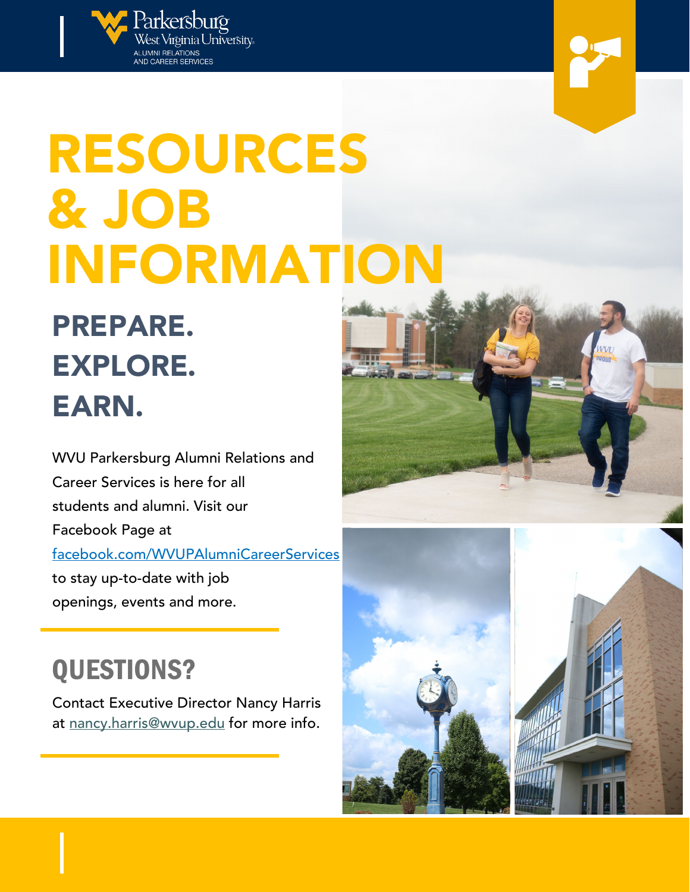Parkersburg West Virginia University
ALUMNI RELATIONS AND CAREER SERVICES

# RESOURCES & JOB INFORMATION

## PREPARE. EXPLORE. EARN.

WVU Parkersburg Alumni Relations and Career Services is here for all students and alumni. Visit our Facebook Page at facebook.com/WVUPAlumniCareerServices to stay up-to-date with job openings, events and more.

## QUESTIONS?

Contact Executive Director Nancy Harris at nancy.harris@wvup.edu for more info.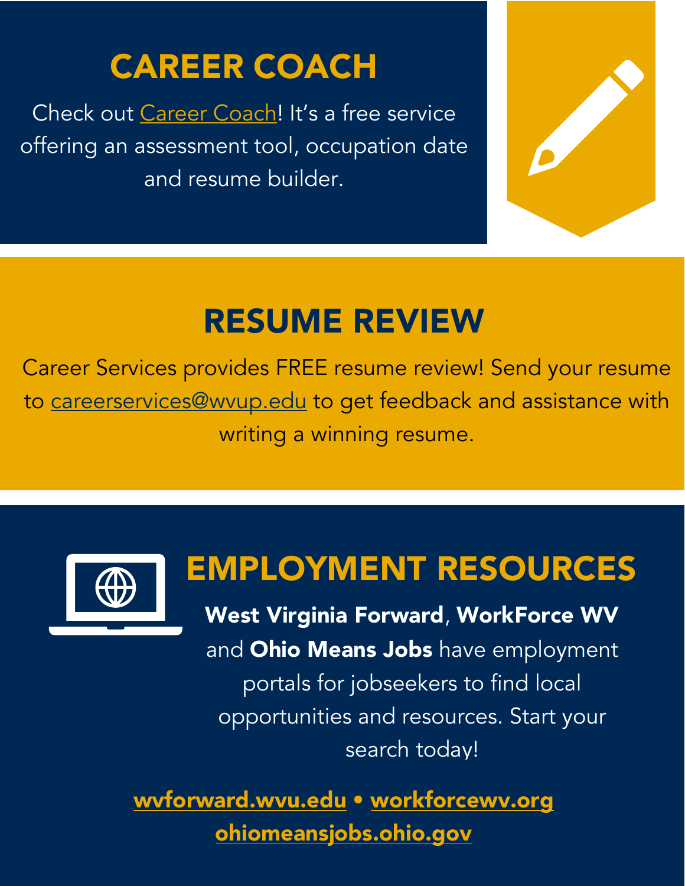## CAREER COACH

Check out Career Coach! It's a free service offering an assessment tool, occupation date and resume builder.

## RESUME REVIEW

Career Services provides FREE resume review! Send your resume to careerservices@wvup.edu to get feedback and assistance with writing a winning resume.

## EMPLOYMENT RESOURCES

**West Virginia Forward**, **WorkForce WV** and **Ohio Means Jobs** have employment portals for jobseekers to find local opportunities and resources. Start your search today!

**wvforward.wvu.edu • workforcewv.org**
**ohiomeansjobs.ohio.gov**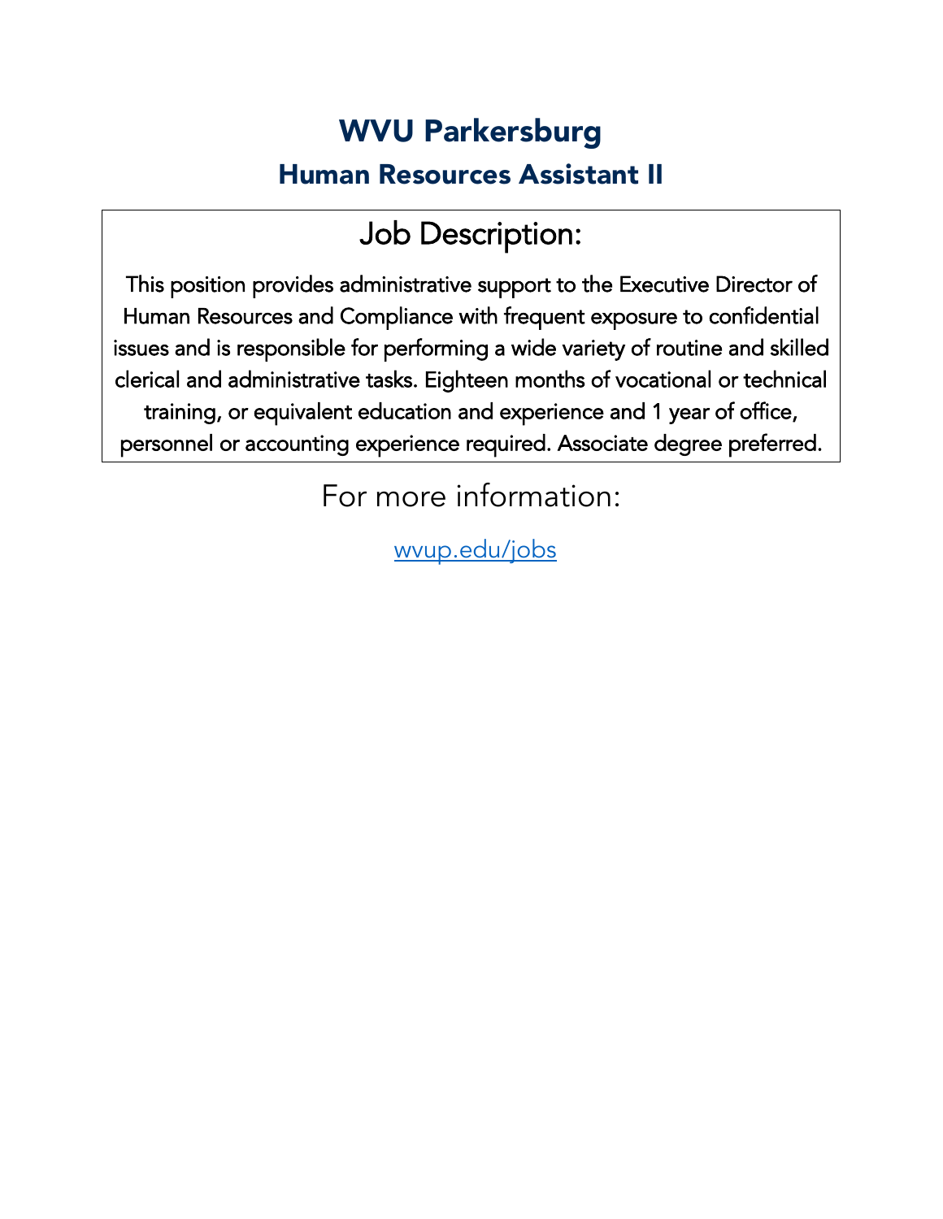# WVU Parkersburg

## Human Resources Assistant II

### Job Description:

This position provides administrative support to the Executive Director of Human Resources and Compliance with frequent exposure to confidential issues and is responsible for performing a wide variety of routine and skilled clerical and administrative tasks. Eighteen months of vocational or technical training, or equivalent education and experience and 1 year of office, personnel or accounting experience required. Associate degree preferred.

For more information:

wvup.edu/jobs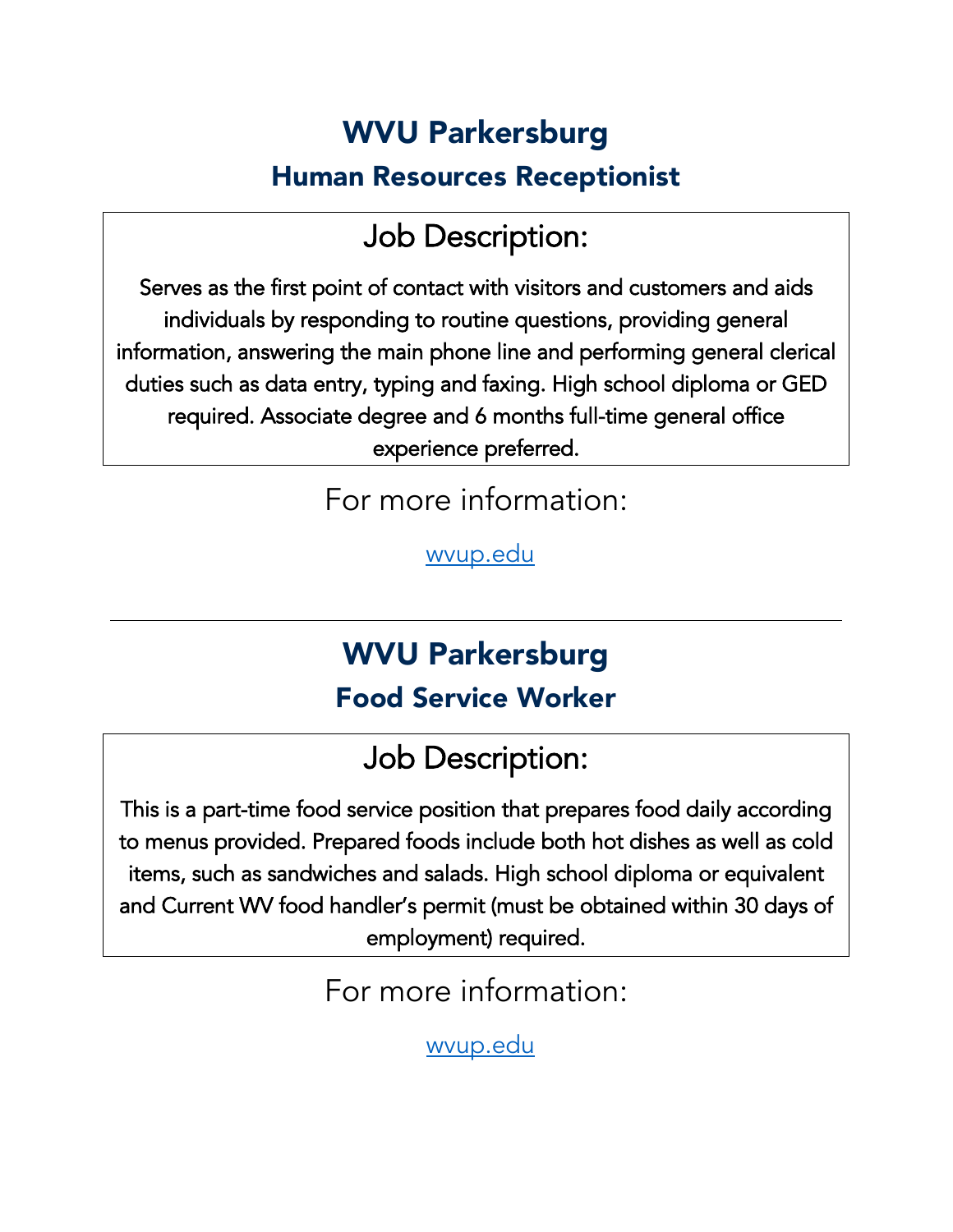# WVU Parkersburg

## Human Resources Receptionist

### Job Description:

Serves as the first point of contact with visitors and customers and aids individuals by responding to routine questions, providing general information, answering the main phone line and performing general clerical duties such as data entry, typing and faxing. High school diploma or GED required. Associate degree and 6 months full-time general office experience preferred.

For more information:

[wvup.edu](wvup.edu)

---

# WVU Parkersburg

## Food Service Worker

### Job Description:

This is a part-time food service position that prepares food daily according to menus provided. Prepared foods include both hot dishes as well as cold items, such as sandwiches and salads. High school diploma or equivalent and Current WV food handler's permit (must be obtained within 30 days of employment) required.

For more information:

[wvup.edu](wvup.edu)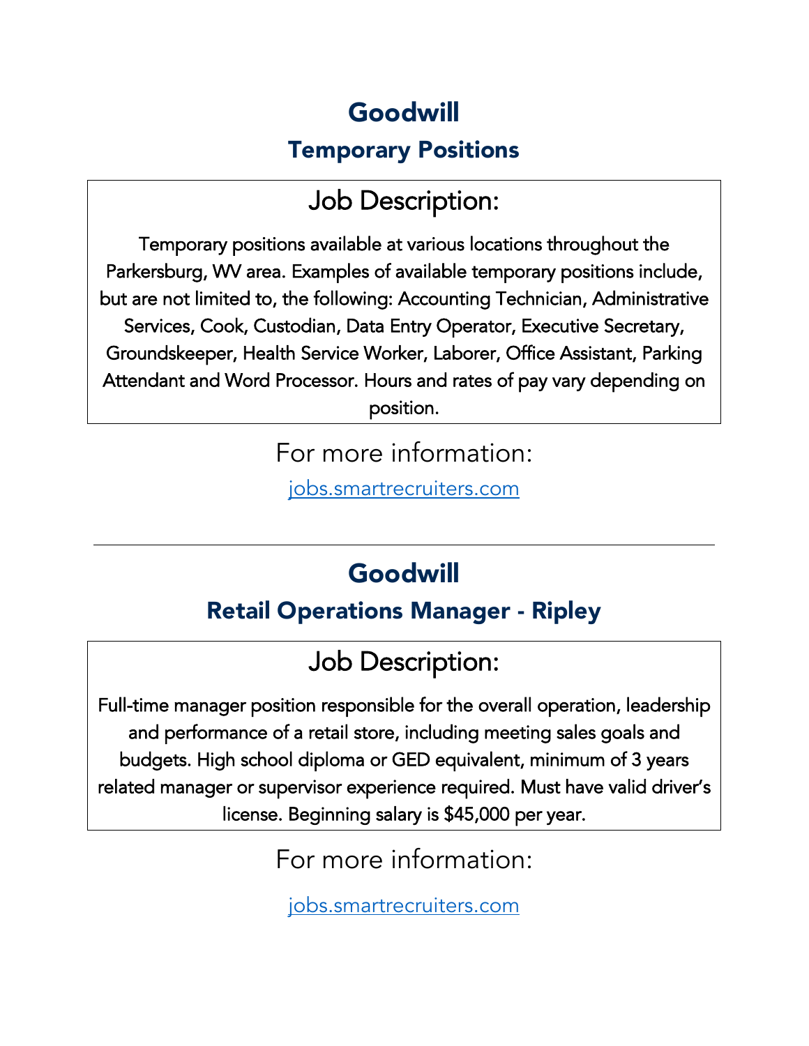# Goodwill

## Temporary Positions

### Job Description:

Temporary positions available at various locations throughout the Parkersburg, WV area. Examples of available temporary positions include, but are not limited to, the following: Accounting Technician, Administrative Services, Cook, Custodian, Data Entry Operator, Executive Secretary, Groundskeeper, Health Service Worker, Laborer, Office Assistant, Parking Attendant and Word Processor. Hours and rates of pay vary depending on position.

For more information:

jobs.smartrecruiters.com

---

# Goodwill

## Retail Operations Manager - Ripley

### Job Description:

Full-time manager position responsible for the overall operation, leadership and performance of a retail store, including meeting sales goals and budgets. High school diploma or GED equivalent, minimum of 3 years related manager or supervisor experience required. Must have valid driver's license. Beginning salary is $45,000 per year.

For more information:

jobs.smartrecruiters.com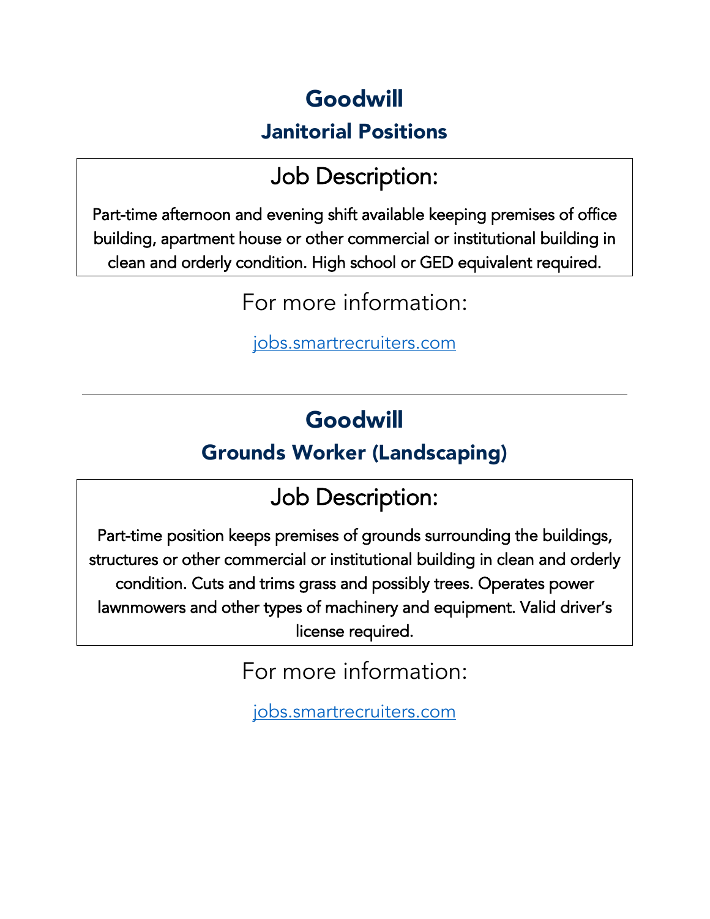# Goodwill

## Janitorial Positions

### Job Description:

Part-time afternoon and evening shift available keeping premises of office building, apartment house or other commercial or institutional building in clean and orderly condition. High school or GED equivalent required.

For more information:

jobs.smartrecruiters.com

---

# Goodwill

## Grounds Worker (Landscaping)

### Job Description:

Part-time position keeps premises of grounds surrounding the buildings, structures or other commercial or institutional building in clean and orderly condition. Cuts and trims grass and possibly trees. Operates power lawnmowers and other types of machinery and equipment. Valid driver's license required.

For more information:

jobs.smartrecruiters.com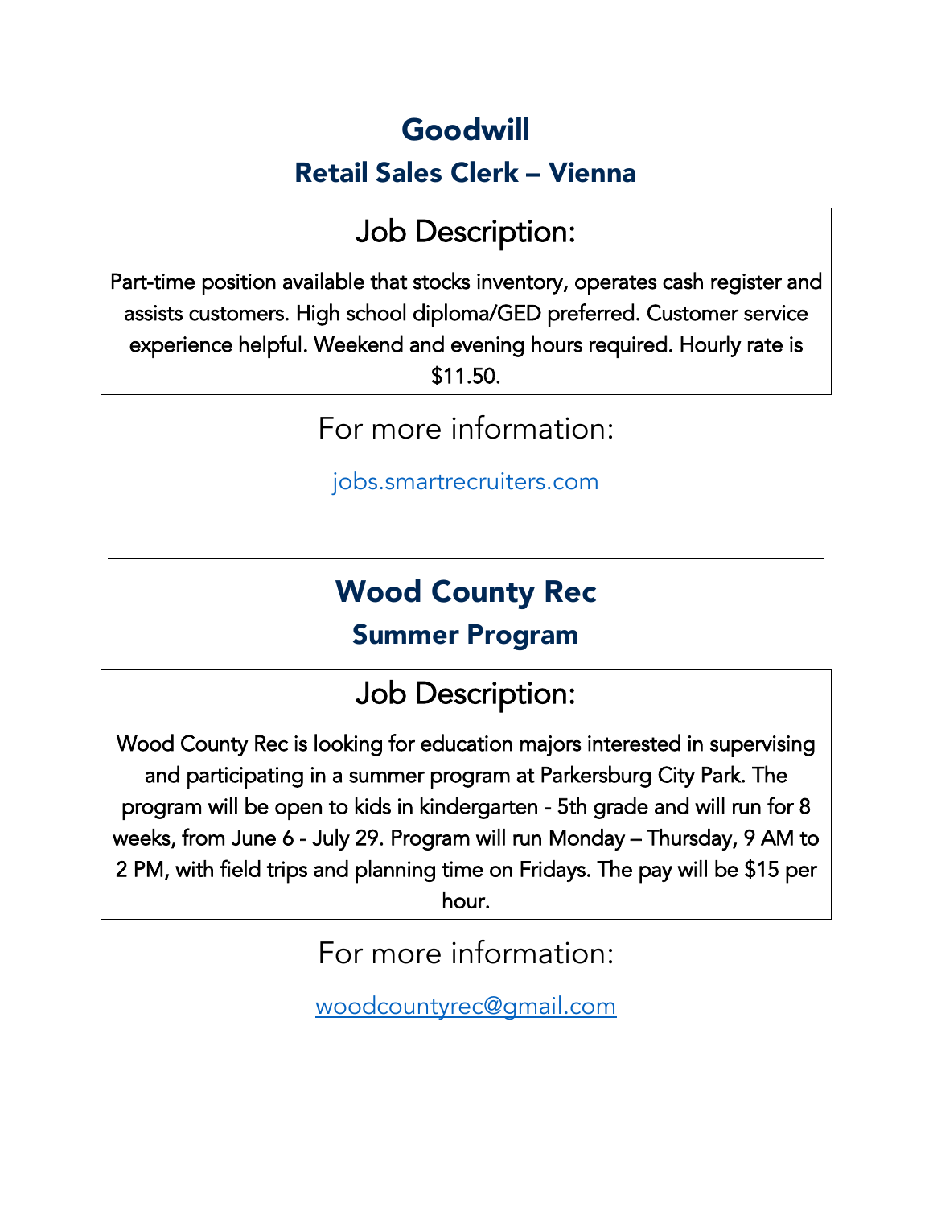# Goodwill

## Retail Sales Clerk – Vienna

### Job Description:

Part-time position available that stocks inventory, operates cash register and assists customers. High school diploma/GED preferred. Customer service experience helpful. Weekend and evening hours required. Hourly rate is $11.50.

### For more information:

[jobs.smartrecruiters.com](jobs.smartrecruiters.com)

---

# Wood County Rec

## Summer Program

### Job Description:

Wood County Rec is looking for education majors interested in supervising and participating in a summer program at Parkersburg City Park. The program will be open to kids in kindergarten - 5th grade and will run for 8 weeks, from June 6 - July 29. Program will run Monday – Thursday, 9 AM to 2 PM, with field trips and planning time on Fridays. The pay will be $15 per hour.

### For more information:

[woodcountyrec@gmail.com](mailto:woodcountyrec@gmail.com)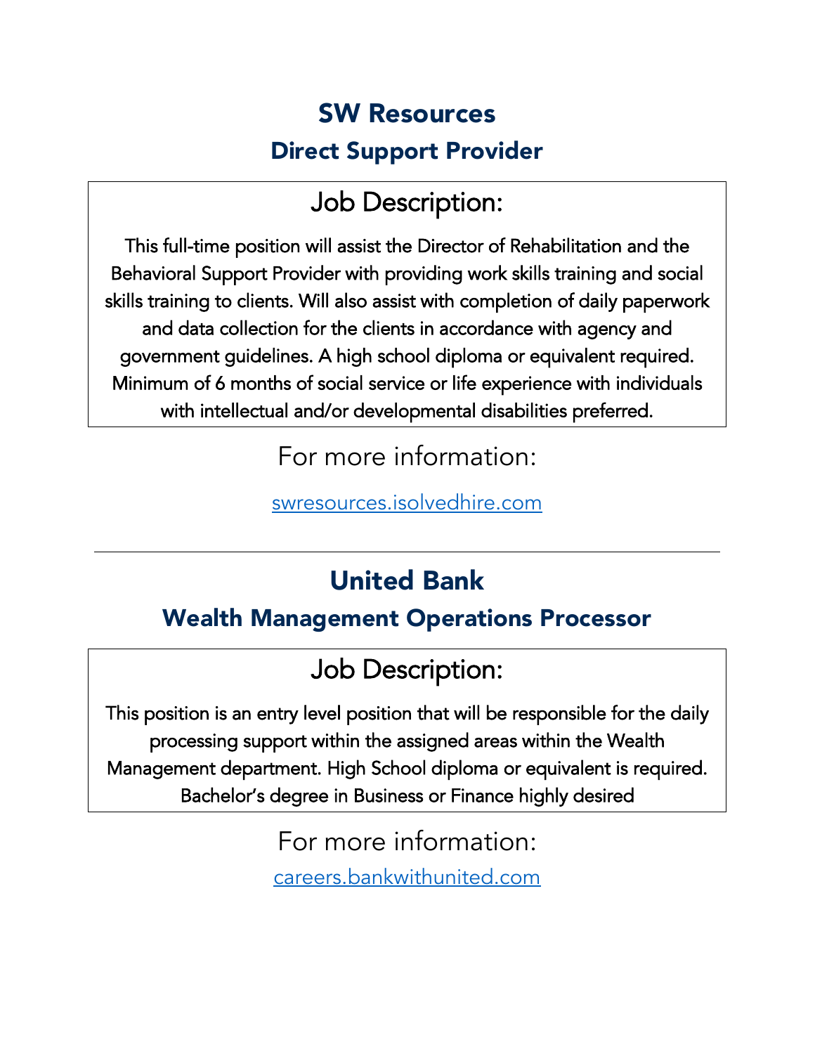## SW Resources

### Direct Support Provider

### Job Description:

This full-time position will assist the Director of Rehabilitation and the Behavioral Support Provider with providing work skills training and social skills training to clients. Will also assist with completion of daily paperwork and data collection for the clients in accordance with agency and government guidelines. A high school diploma or equivalent required. Minimum of 6 months of social service or life experience with individuals with intellectual and/or developmental disabilities preferred.

For more information:

swresources.isolvedhire.com

---

## United Bank

### Wealth Management Operations Processor

### Job Description:

This position is an entry level position that will be responsible for the daily processing support within the assigned areas within the Wealth Management department. High School diploma or equivalent is required. Bachelor's degree in Business or Finance highly desired

For more information:

careers.bankwithunited.com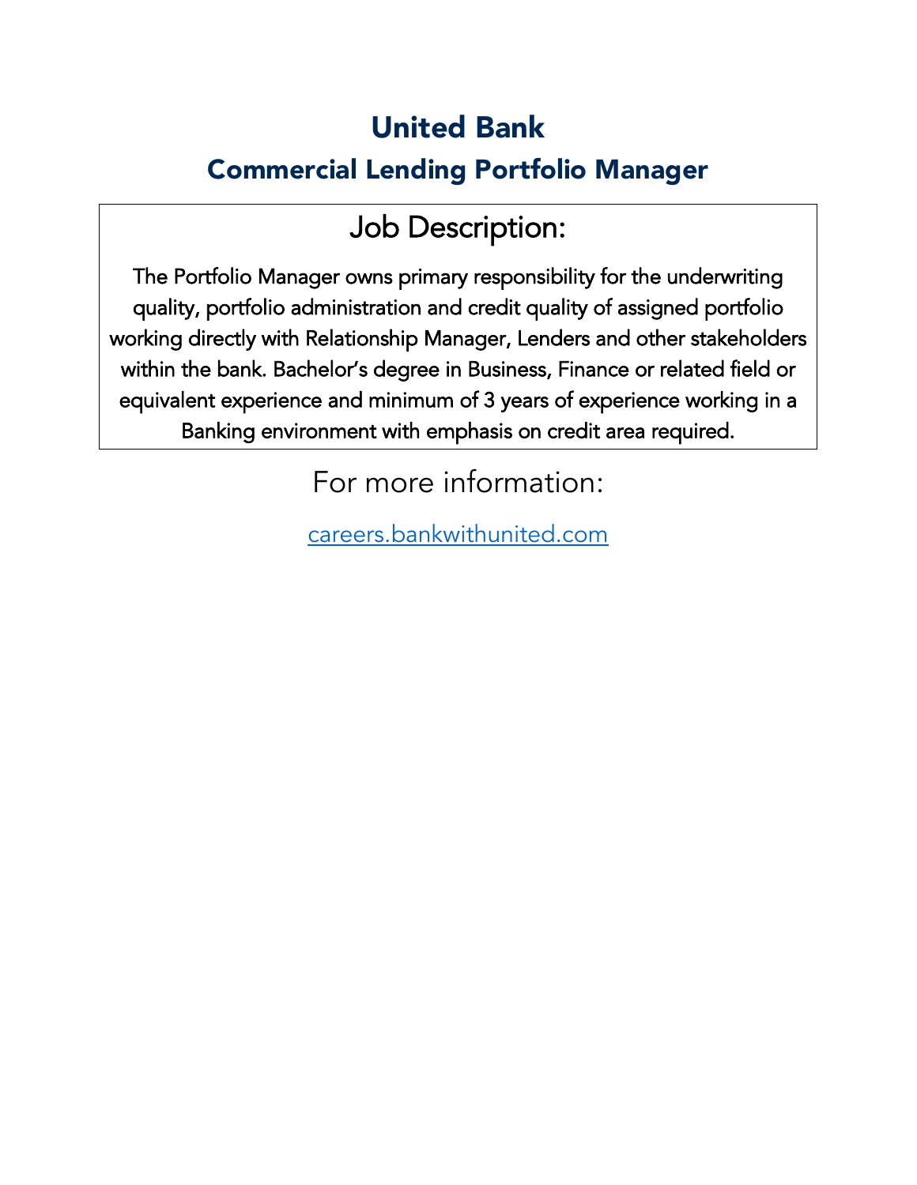# United Bank

## Commercial Lending Portfolio Manager

### Job Description:

The Portfolio Manager owns primary responsibility for the underwriting quality, portfolio administration and credit quality of assigned portfolio working directly with Relationship Manager, Lenders and other stakeholders within the bank. Bachelor's degree in Business, Finance or related field or equivalent experience and minimum of 3 years of experience working in a Banking environment with emphasis on credit area required.

For more information:

[careers.bankwithunited.com](careers.bankwithunited.com)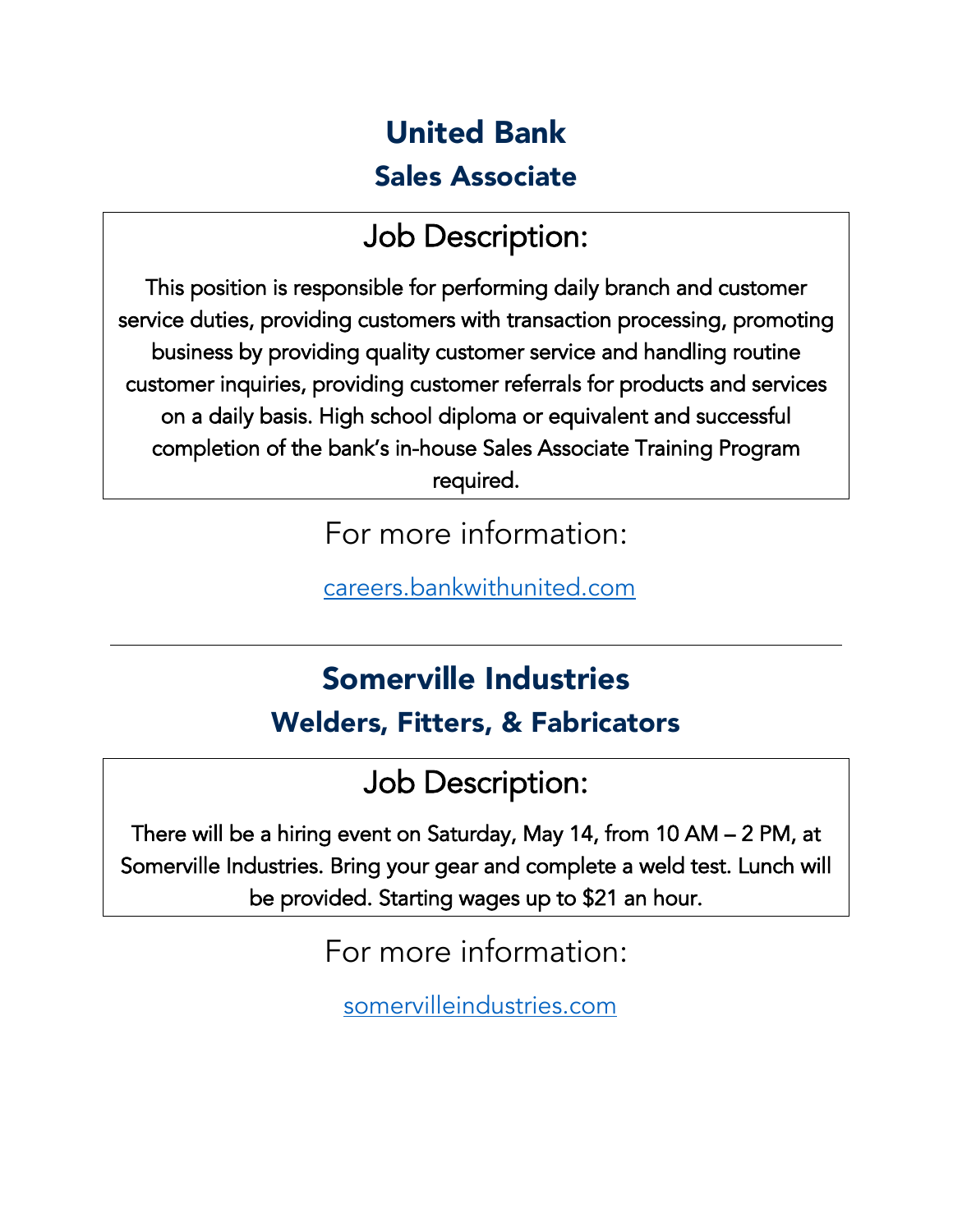## United Bank

### Sales Associate

#### Job Description:

This position is responsible for performing daily branch and customer service duties, providing customers with transaction processing, promoting business by providing quality customer service and handling routine customer inquiries, providing customer referrals for products and services on a daily basis. High school diploma or equivalent and successful completion of the bank's in-house Sales Associate Training Program required.

For more information:

careers.bankwithunited.com

---

## Somerville Industries

### Welders, Fitters, & Fabricators

#### Job Description:

There will be a hiring event on Saturday, May 14, from 10 AM – 2 PM, at Somerville Industries. Bring your gear and complete a weld test. Lunch will be provided. Starting wages up to $21 an hour.

For more information:

somervilleindustries.com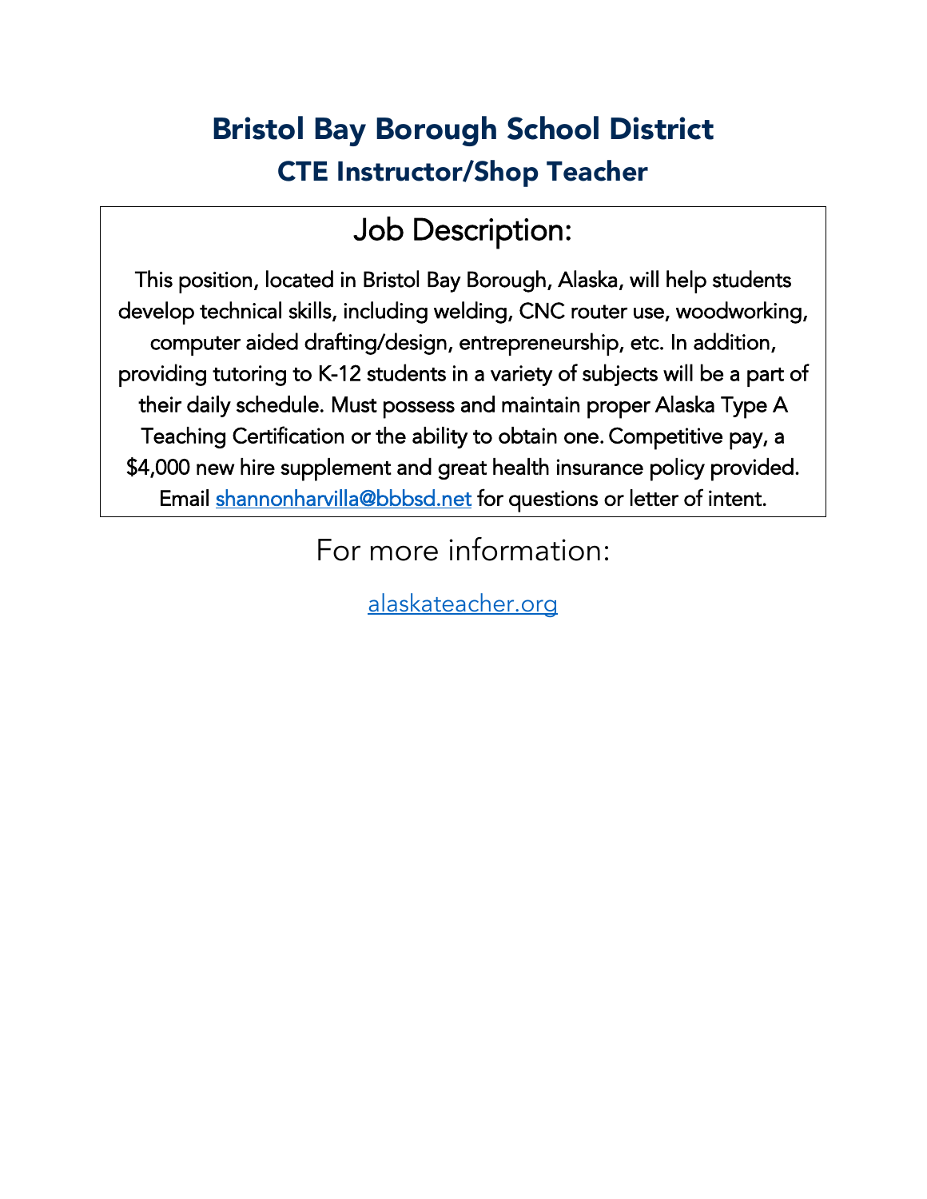# Bristol Bay Borough School District

## CTE Instructor/Shop Teacher

### Job Description:

This position, located in Bristol Bay Borough, Alaska, will help students develop technical skills, including welding, CNC router use, woodworking, computer aided drafting/design, entrepreneurship, etc. In addition, providing tutoring to K-12 students in a variety of subjects will be a part of their daily schedule. Must possess and maintain proper Alaska Type A Teaching Certification or the ability to obtain one. Competitive pay, a $4,000 new hire supplement and great health insurance policy provided. Email shannonharvilla@bbbsd.net for questions or letter of intent.

### For more information:

alaskateacher.org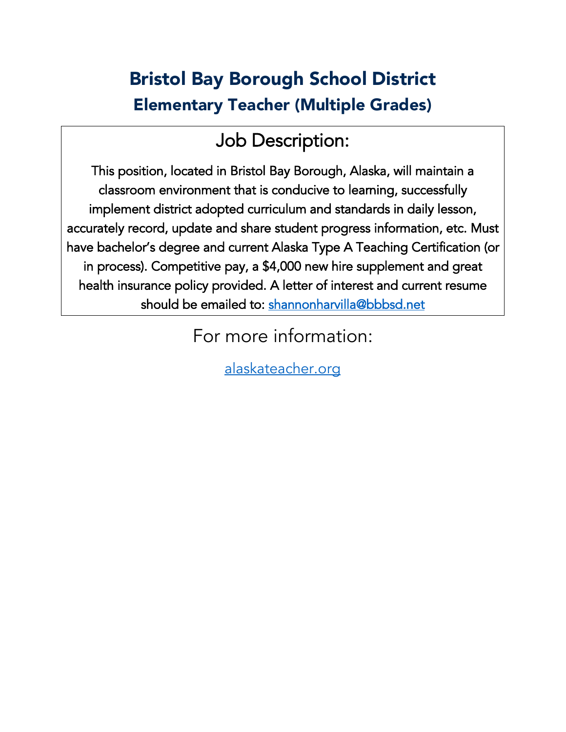# Bristol Bay Borough School District

## Elementary Teacher (Multiple Grades)

### Job Description:

This position, located in Bristol Bay Borough, Alaska, will maintain a classroom environment that is conducive to learning, successfully implement district adopted curriculum and standards in daily lesson, accurately record, update and share student progress information, etc. Must have bachelor's degree and current Alaska Type A Teaching Certification (or in process). Competitive pay, a $4,000 new hire supplement and great health insurance policy provided. A letter of interest and current resume should be emailed to: shannonharvilla@bbbsd.net

For more information:

alaskateacher.org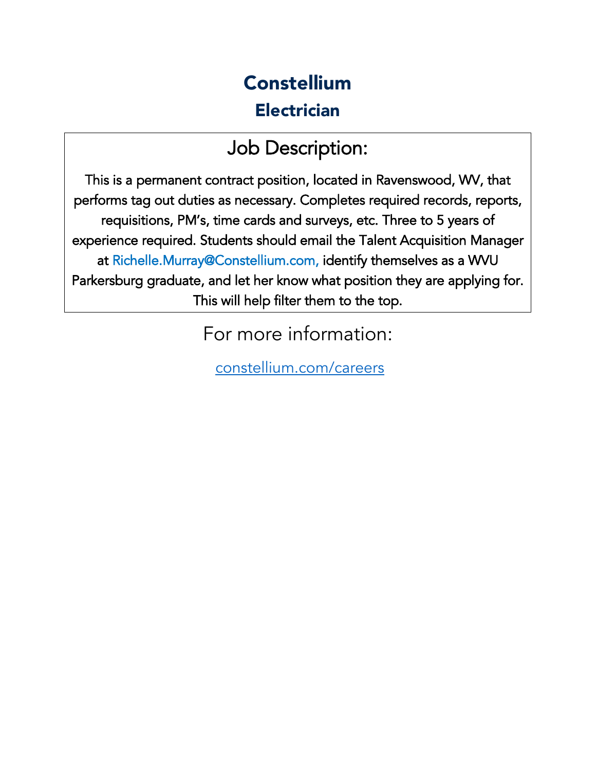# Constellium

## Electrician

### Job Description:

This is a permanent contract position, located in Ravenswood, WV, that performs tag out duties as necessary. Completes required records, reports, requisitions, PM's, time cards and surveys, etc. Three to 5 years of experience required. Students should email the Talent Acquisition Manager at Richelle.Murray@Constellium.com, identify themselves as a WVU Parkersburg graduate, and let her know what position they are applying for. This will help filter them to the top.

For more information:

[constellium.com/careers](constellium.com/careers)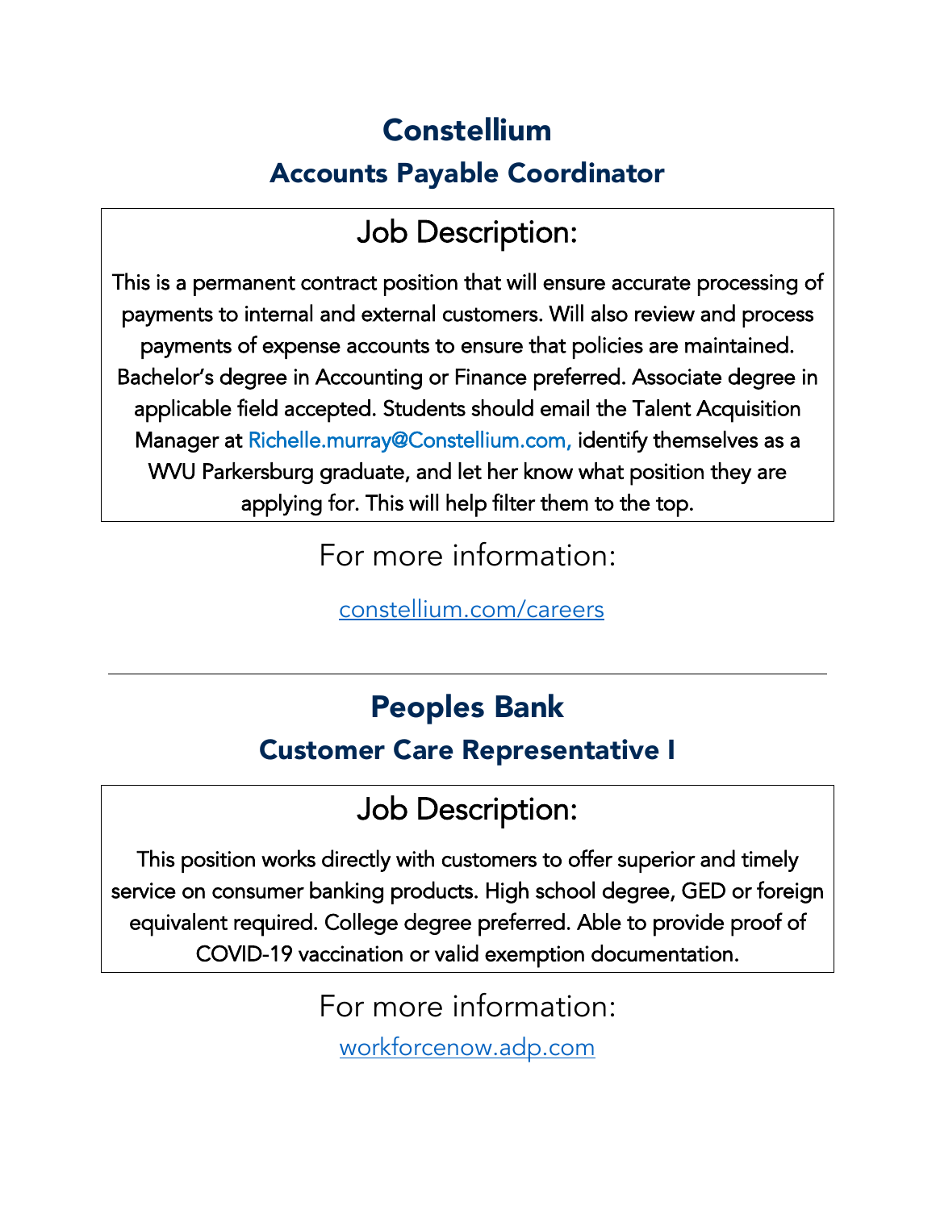# Constellium

## Accounts Payable Coordinator

### Job Description:

This is a permanent contract position that will ensure accurate processing of payments to internal and external customers. Will also review and process payments of expense accounts to ensure that policies are maintained. Bachelor's degree in Accounting or Finance preferred. Associate degree in applicable field accepted. Students should email the Talent Acquisition Manager at Richelle.murray@Constellium.com, identify themselves as a WVU Parkersburg graduate, and let her know what position they are applying for. This will help filter them to the top.

For more information:

constellium.com/careers

---

# Peoples Bank

## Customer Care Representative I

### Job Description:

This position works directly with customers to offer superior and timely service on consumer banking products. High school degree, GED or foreign equivalent required. College degree preferred. Able to provide proof of COVID-19 vaccination or valid exemption documentation.

For more information:

workforcenow.adp.com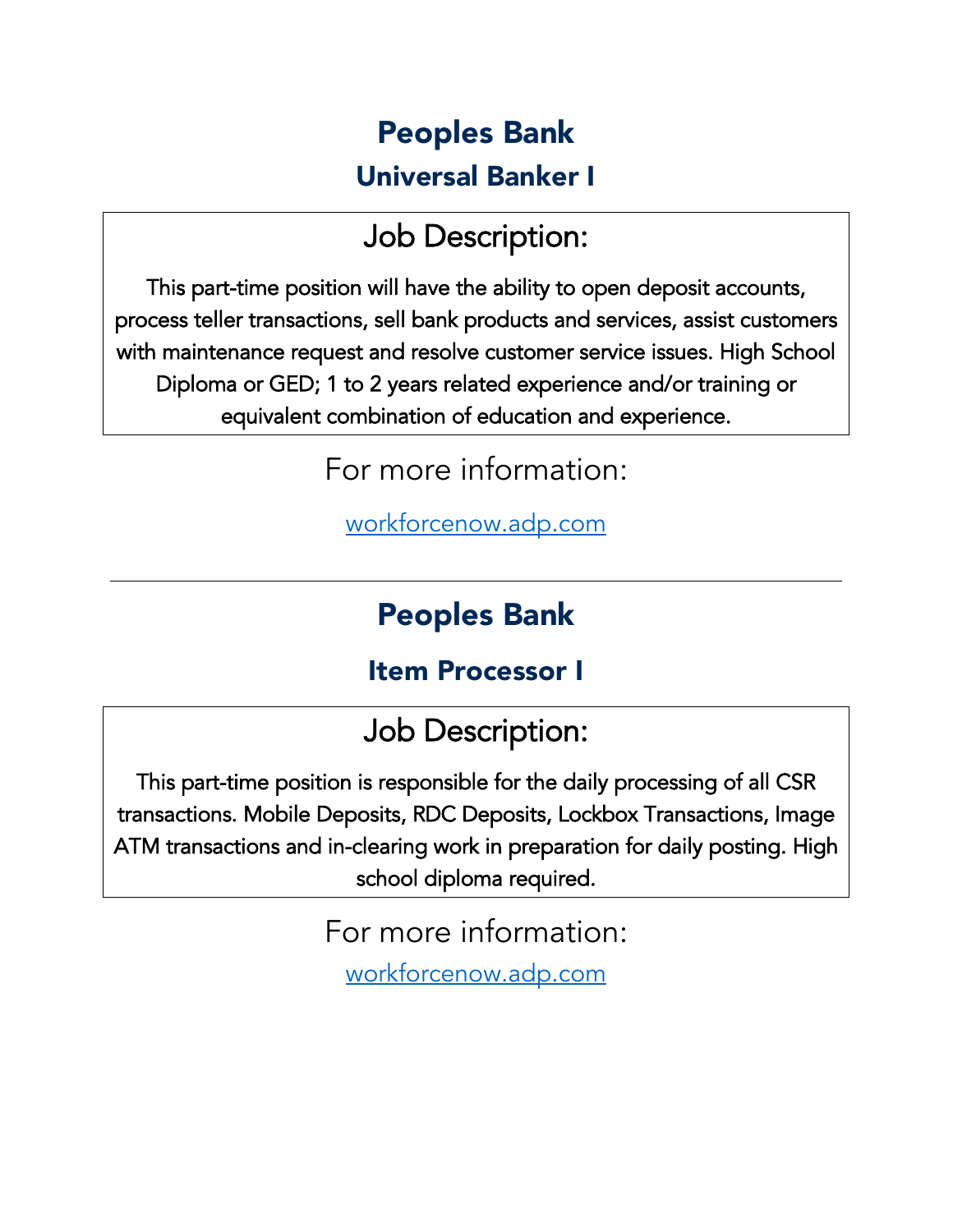# Peoples Bank

## Universal Banker I

### Job Description:

This part-time position will have the ability to open deposit accounts, process teller transactions, sell bank products and services, assist customers with maintenance request and resolve customer service issues. High School Diploma or GED; 1 to 2 years related experience and/or training or equivalent combination of education and experience.

For more information:

[workforcenow.adp.com](workforcenow.adp.com)

---

# Peoples Bank

## Item Processor I

### Job Description:

This part-time position is responsible for the daily processing of all CSR transactions. Mobile Deposits, RDC Deposits, Lockbox Transactions, Image ATM transactions and in-clearing work in preparation for daily posting. High school diploma required.

For more information:

[workforcenow.adp.com](workforcenow.adp.com)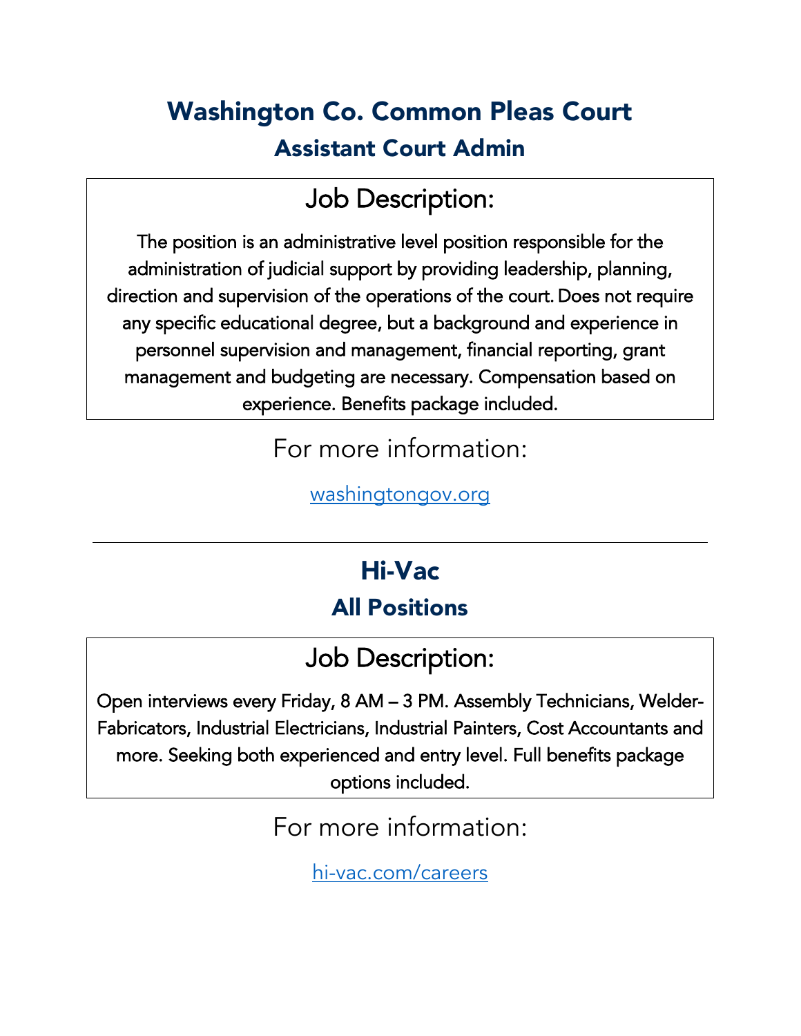## Washington Co. Common Pleas Court

### Assistant Court Admin

### Job Description:

The position is an administrative level position responsible for the administration of judicial support by providing leadership, planning, direction and supervision of the operations of the court. Does not require any specific educational degree, but a background and experience in personnel supervision and management, financial reporting, grant management and budgeting are necessary. Compensation based on experience. Benefits package included.

For more information:

[washingtongov.org](washingtongov.org)

---

## Hi-Vac

### All Positions

### Job Description:

Open interviews every Friday, 8 AM – 3 PM. Assembly Technicians, Welder-Fabricators, Industrial Electricians, Industrial Painters, Cost Accountants and more. Seeking both experienced and entry level. Full benefits package options included.

For more information:

[hi-vac.com/careers](hi-vac.com/careers)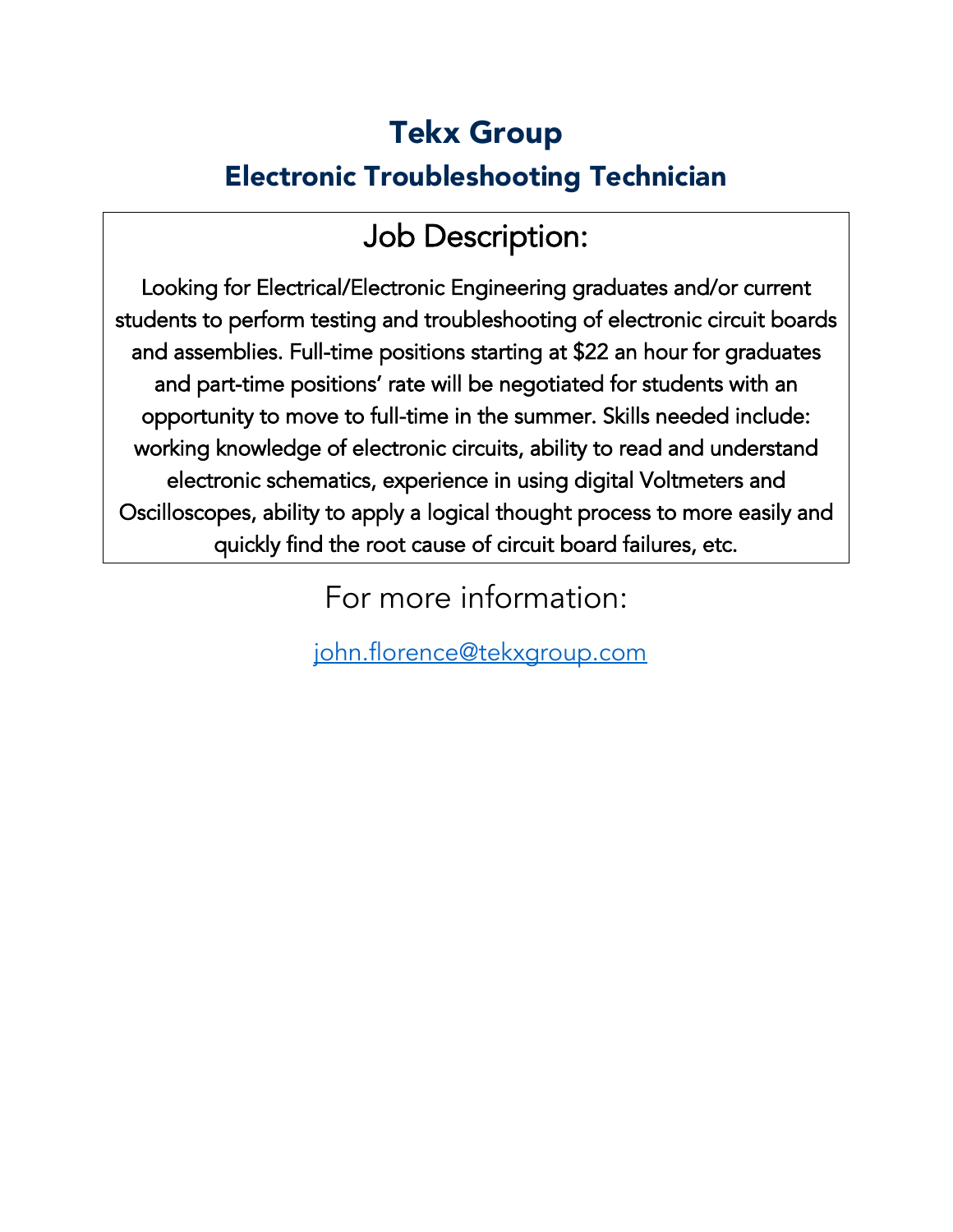# Tekx Group

## Electronic Troubleshooting Technician

### Job Description:

Looking for Electrical/Electronic Engineering graduates and/or current students to perform testing and troubleshooting of electronic circuit boards and assemblies. Full-time positions starting at $22 an hour for graduates and part-time positions' rate will be negotiated for students with an opportunity to move to full-time in the summer. Skills needed include: working knowledge of electronic circuits, ability to read and understand electronic schematics, experience in using digital Voltmeters and Oscilloscopes, ability to apply a logical thought process to more easily and quickly find the root cause of circuit board failures, etc.

For more information:

[john.florence@tekxgroup.com](mailto:john.florence@tekxgroup.com)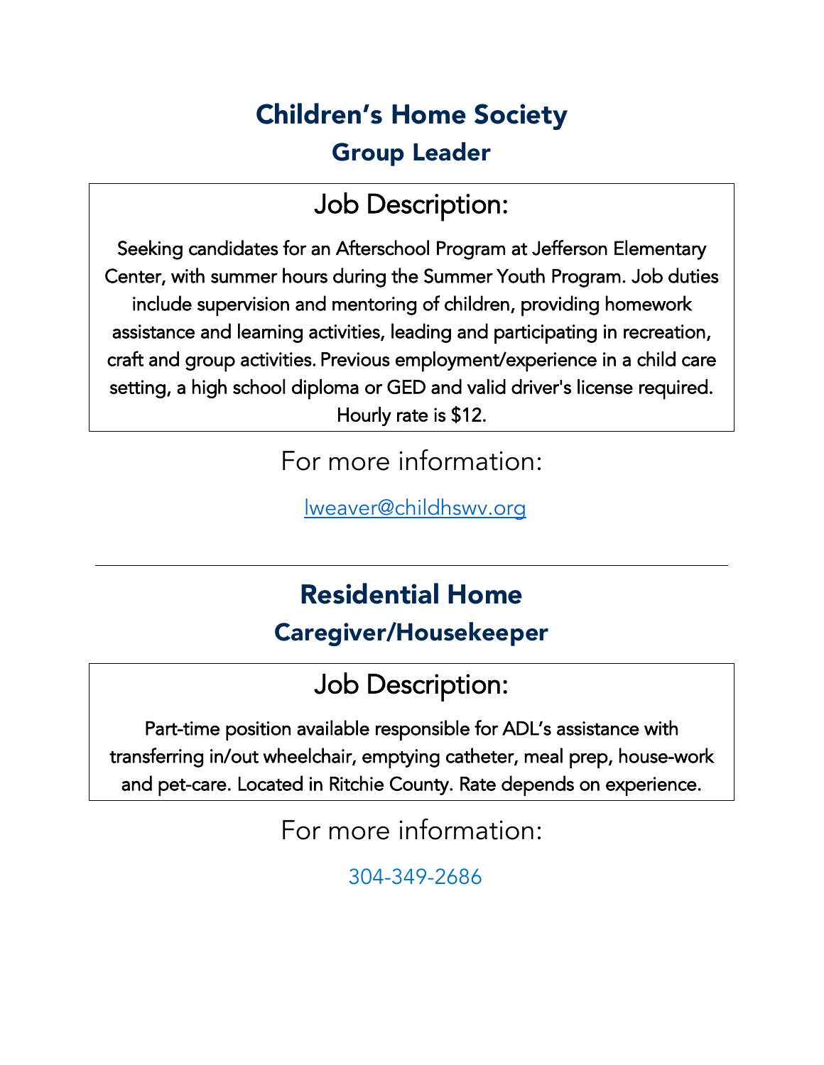## Children's Home Society

### Group Leader

### Job Description:

Seeking candidates for an Afterschool Program at Jefferson Elementary Center, with summer hours during the Summer Youth Program. Job duties include supervision and mentoring of children, providing homework assistance and learning activities, leading and participating in recreation, craft and group activities. Previous employment/experience in a child care setting, a high school diploma or GED and valid driver's license required. Hourly rate is $12.

For more information:

lweaver@childhswv.org

---

## Residential Home

### Caregiver/Housekeeper

### Job Description:

Part-time position available responsible for ADL's assistance with transferring in/out wheelchair, emptying catheter, meal prep, house-work and pet-care. Located in Ritchie County. Rate depends on experience.

For more information:

304-349-2686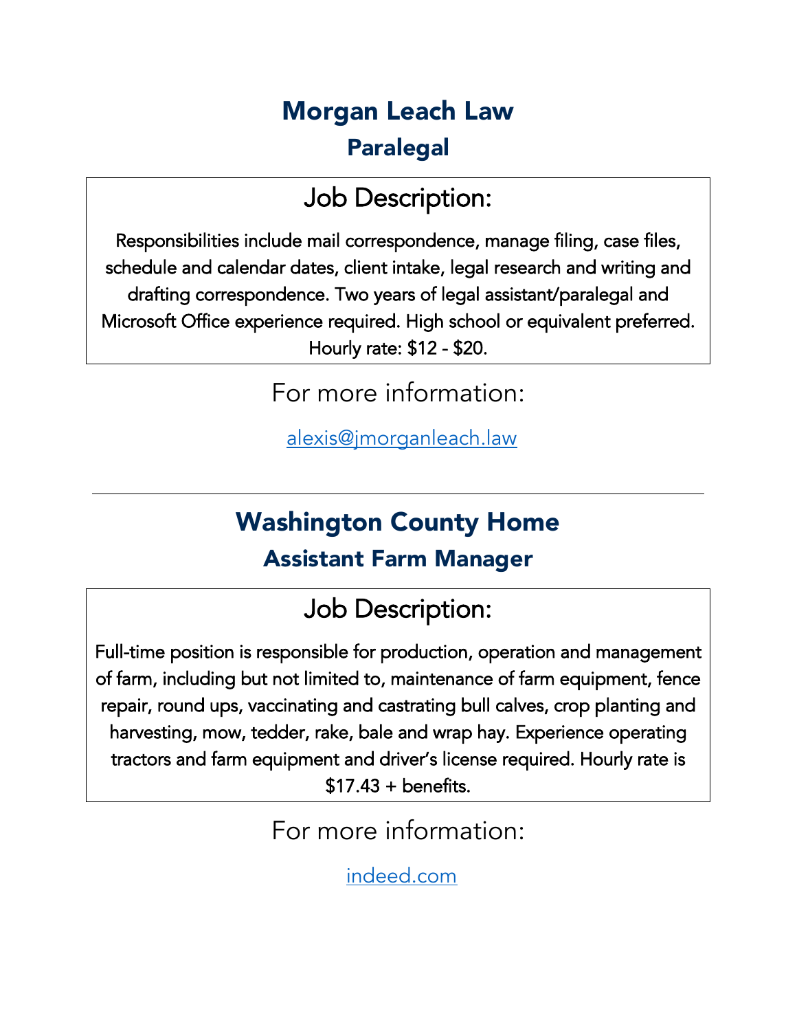## Morgan Leach Law

### Paralegal

### Job Description:

Responsibilities include mail correspondence, manage filing, case files, schedule and calendar dates, client intake, legal research and writing and drafting correspondence. Two years of legal assistant/paralegal and Microsoft Office experience required. High school or equivalent preferred. Hourly rate: $12 - $20.

For more information:

alexis@jmorganleach.law

---

## Washington County Home

### Assistant Farm Manager

### Job Description:

Full-time position is responsible for production, operation and management of farm, including but not limited to, maintenance of farm equipment, fence repair, round ups, vaccinating and castrating bull calves, crop planting and harvesting, mow, tedder, rake, bale and wrap hay. Experience operating tractors and farm equipment and driver's license required. Hourly rate is $17.43 + benefits.

For more information:

indeed.com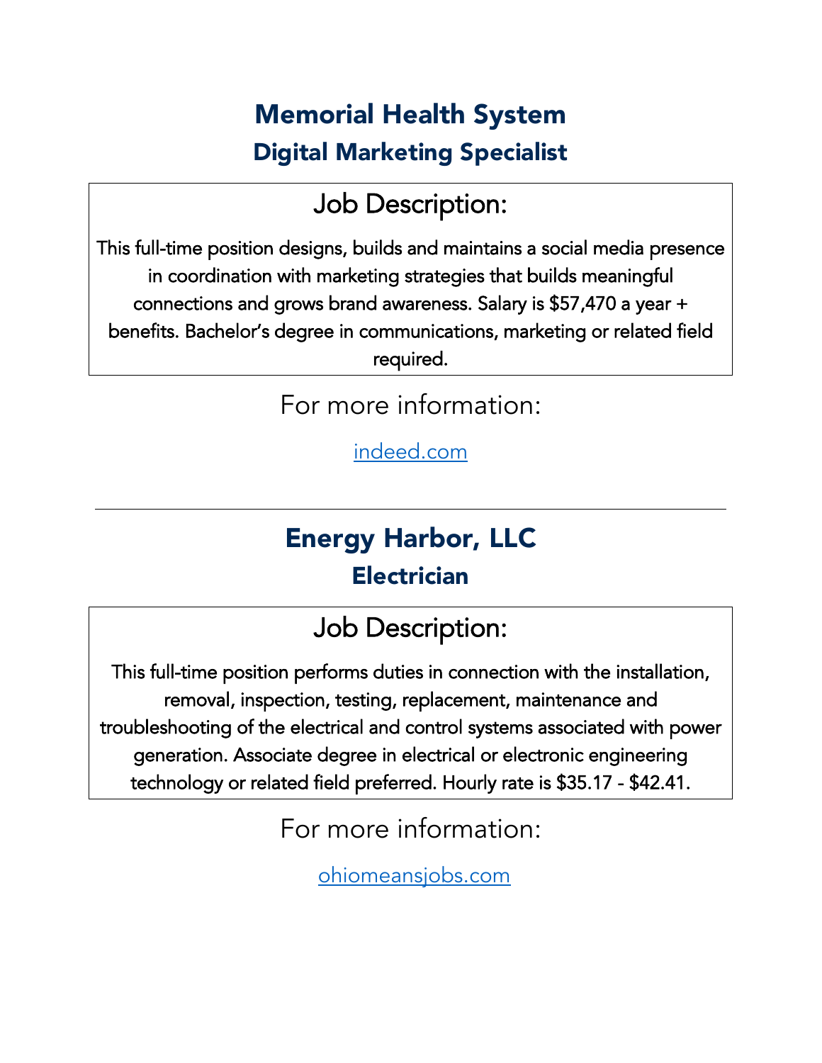## Memorial Health System

### Digital Marketing Specialist

#### Job Description:

This full-time position designs, builds and maintains a social media presence in coordination with marketing strategies that builds meaningful connections and grows brand awareness. Salary is $57,470 a year + benefits. Bachelor's degree in communications, marketing or related field required.

For more information:

[indeed.com](indeed.com)

---

## Energy Harbor, LLC

### Electrician

#### Job Description:

This full-time position performs duties in connection with the installation, removal, inspection, testing, replacement, maintenance and troubleshooting of the electrical and control systems associated with power generation. Associate degree in electrical or electronic engineering technology or related field preferred. Hourly rate is $35.17 - $42.41.

For more information:

[ohiomeansjobs.com](ohiomeansjobs.com)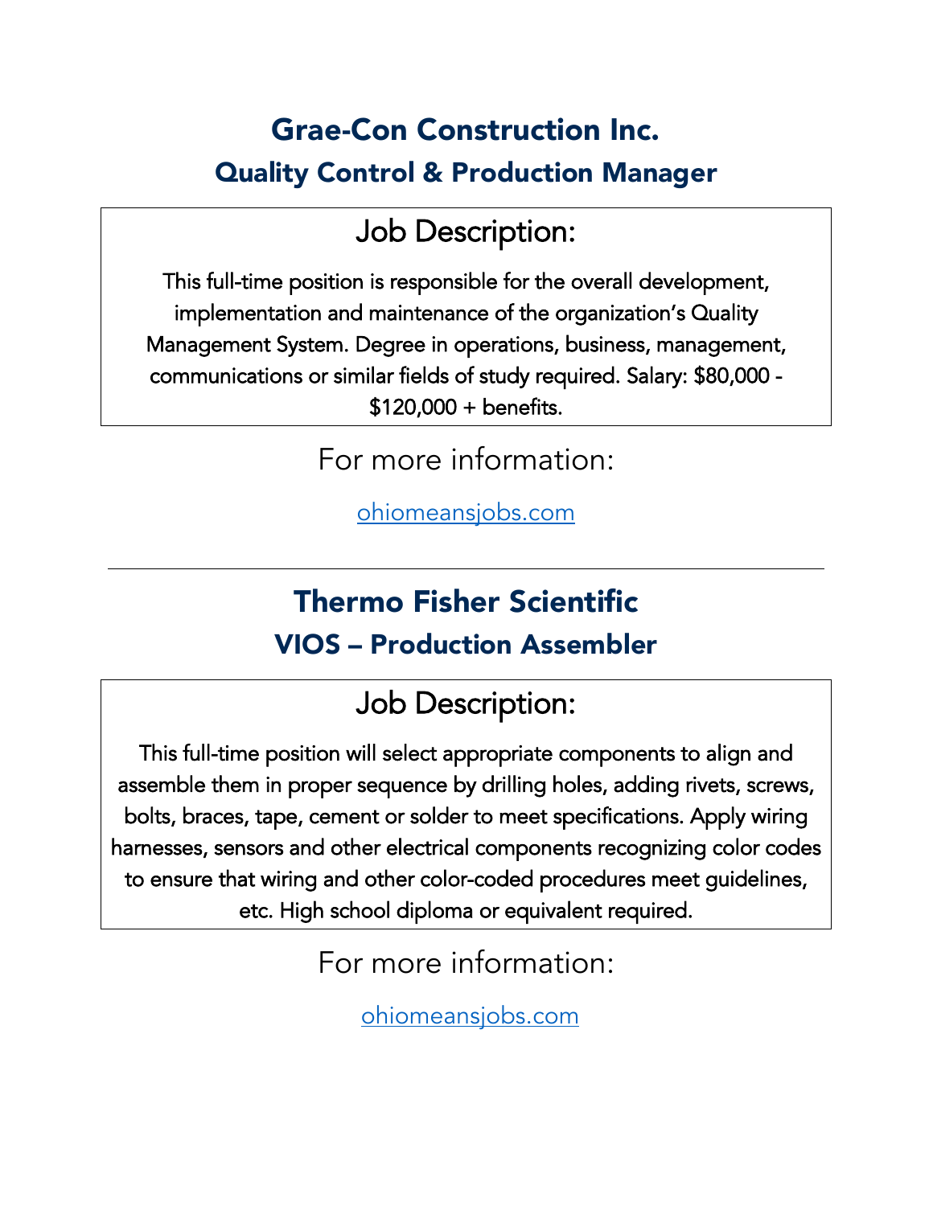## Grae-Con Construction Inc.

### Quality Control & Production Manager

### Job Description:

This full-time position is responsible for the overall development, implementation and maintenance of the organization's Quality Management System. Degree in operations, business, management, communications or similar fields of study required. Salary: $80,000 - $120,000 + benefits.

For more information:

[ohiomeansjobs.com](ohiomeansjobs.com)

---

## Thermo Fisher Scientific

### VIOS – Production Assembler

### Job Description:

This full-time position will select appropriate components to align and assemble them in proper sequence by drilling holes, adding rivets, screws, bolts, braces, tape, cement or solder to meet specifications. Apply wiring harnesses, sensors and other electrical components recognizing color codes to ensure that wiring and other color-coded procedures meet guidelines, etc. High school diploma or equivalent required.

For more information:

[ohiomeansjobs.com](ohiomeansjobs.com)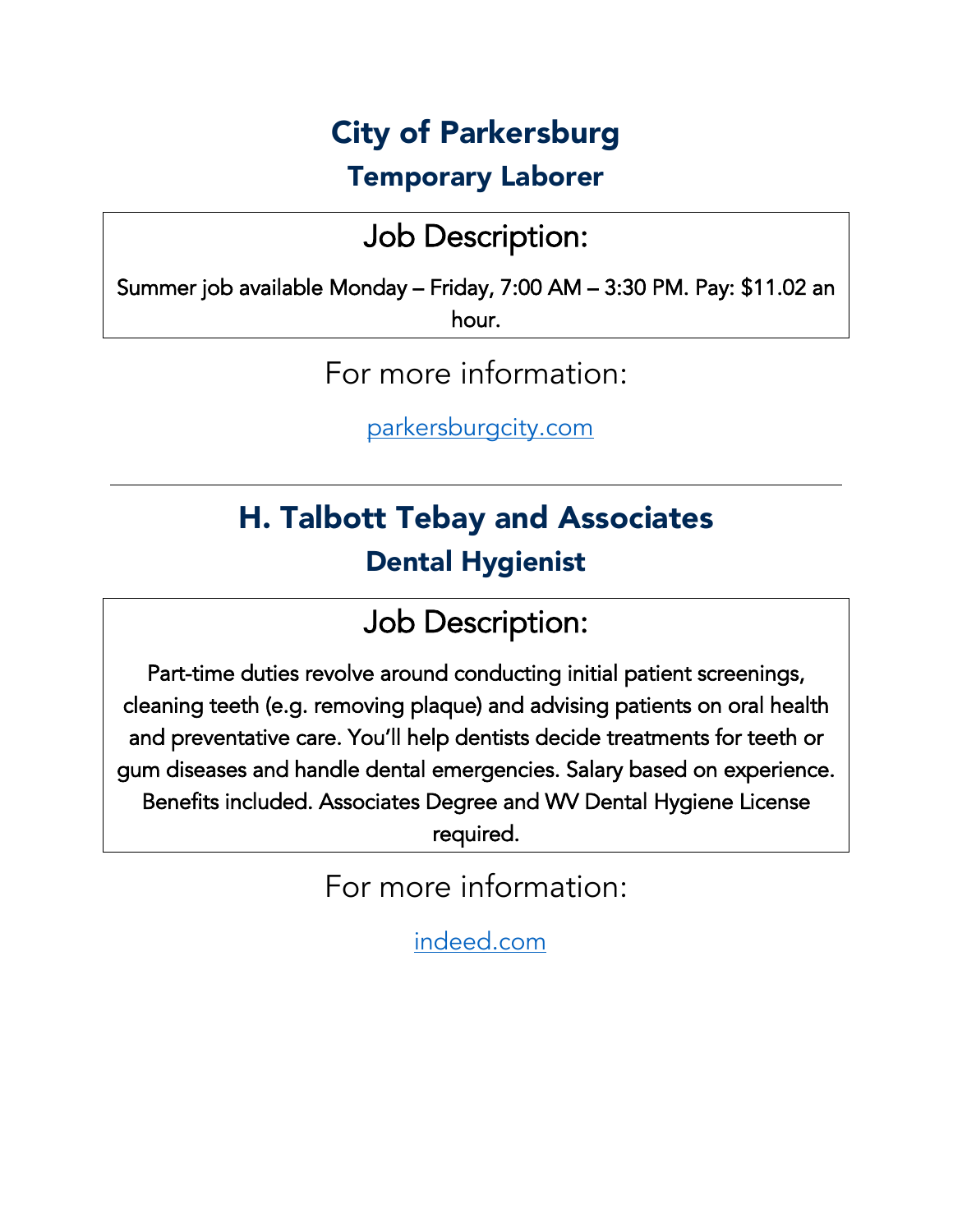## City of Parkersburg

### Temporary Laborer

**Job Description:**

Summer job available Monday – Friday, 7:00 AM – 3:30 PM. Pay: $11.02 an hour.

For more information:

parkersburgcity.com

---

## H. Talbott Tebay and Associates

### Dental Hygienist

**Job Description:**

Part-time duties revolve around conducting initial patient screenings, cleaning teeth (e.g. removing plaque) and advising patients on oral health and preventative care. You'll help dentists decide treatments for teeth or gum diseases and handle dental emergencies. Salary based on experience. Benefits included. Associates Degree and WV Dental Hygiene License required.

For more information:

indeed.com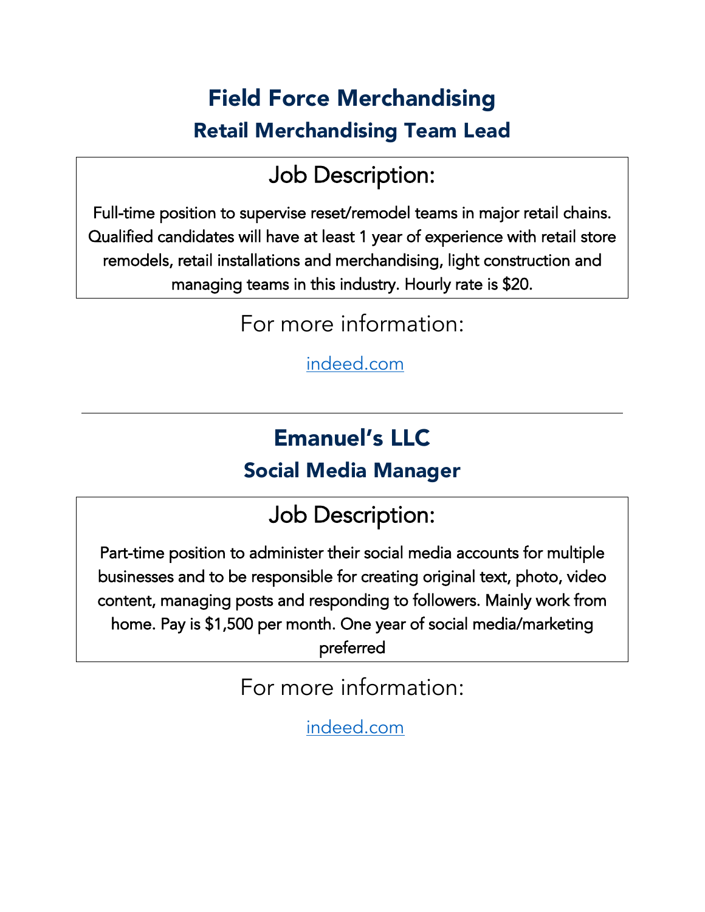## Field Force Merchandising

### Retail Merchandising Team Lead

**Job Description:**

Full-time position to supervise reset/remodel teams in major retail chains. Qualified candidates will have at least 1 year of experience with retail store remodels, retail installations and merchandising, light construction and managing teams in this industry. Hourly rate is $20.

For more information:

[indeed.com](indeed.com)

---

## Emanuel's LLC

### Social Media Manager

**Job Description:**

Part-time position to administer their social media accounts for multiple businesses and to be responsible for creating original text, photo, video content, managing posts and responding to followers. Mainly work from home. Pay is $1,500 per month. One year of social media/marketing preferred

For more information:

[indeed.com](indeed.com)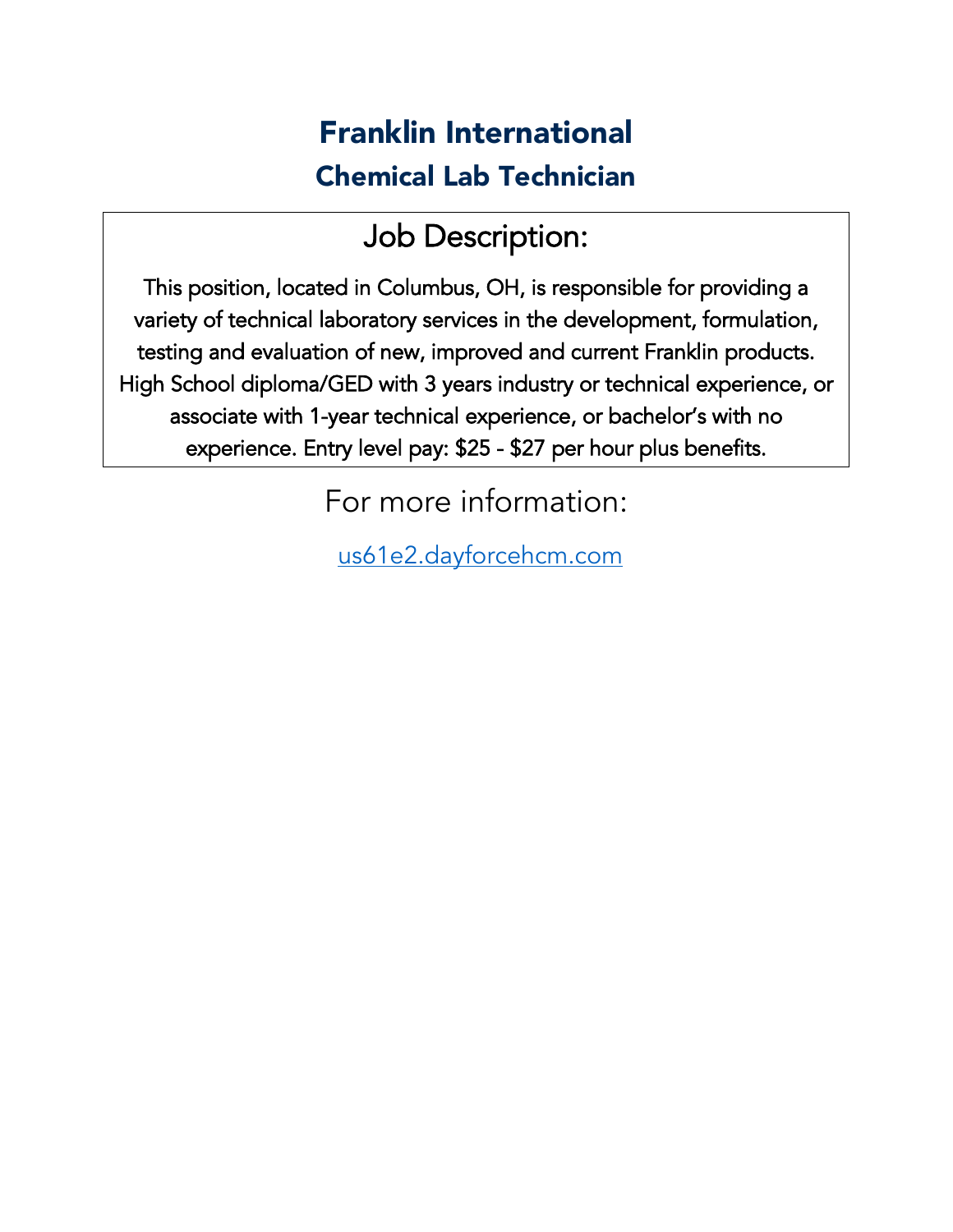# Franklin International

## Chemical Lab Technician

### Job Description:

This position, located in Columbus, OH, is responsible for providing a variety of technical laboratory services in the development, formulation, testing and evaluation of new, improved and current Franklin products. High School diploma/GED with 3 years industry or technical experience, or associate with 1-year technical experience, or bachelor's with no experience. Entry level pay: $25 - $27 per hour plus benefits.

For more information:

us61e2.dayforcehcm.com